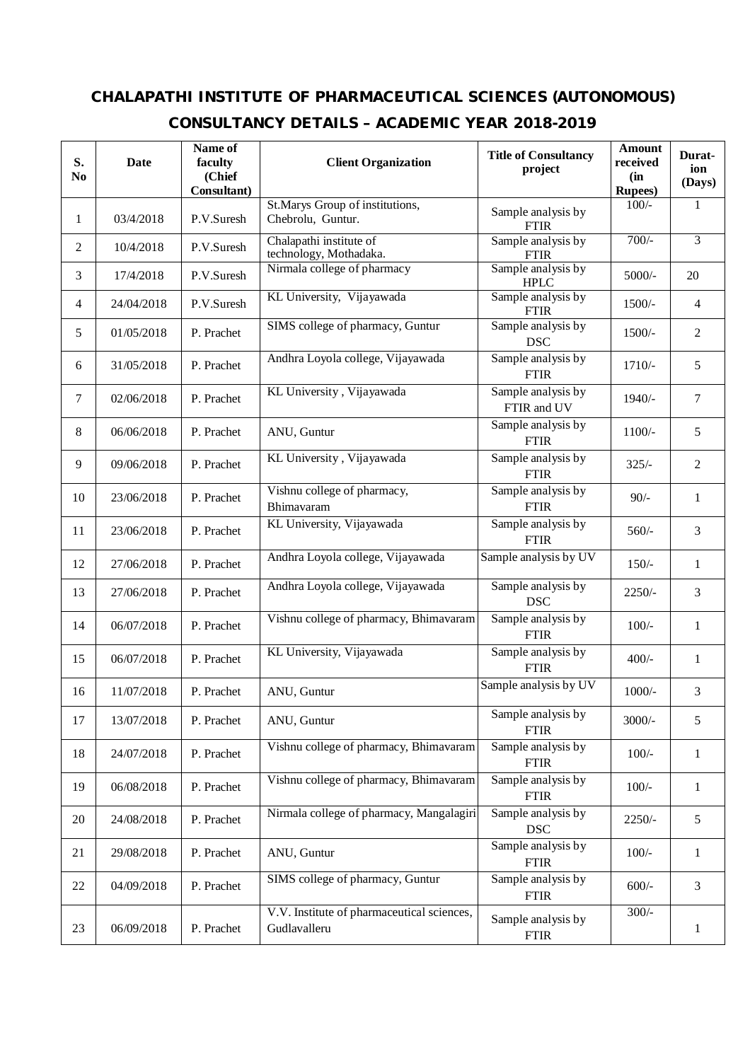# CHALAPATHI INSTITUTE OF PHARMACEUTICAL SCIENCES (AUTONOMOUS)

## CONSULTANCY DETAILS – ACADEMIC YEAR 2018-2019

| S. No | Date | Name of faculty (Chief Consultant) | Client Organization | Title of Consultancy project | Amount received (in Rupees) | Durat-ion (Days) |
|---|---|---|---|---|---|---|
| 1 | 03/4/2018 | P.V.Suresh | St.Marys Group of institutions, Chebrolu, Guntur. | Sample analysis by FTIR | 100/- | 1 |
| 2 | 10/4/2018 | P.V.Suresh | Chalapathi institute of technology, Mothadaka. | Sample analysis by FTIR | 700/- | 3 |
| 3 | 17/4/2018 | P.V.Suresh | Nirmala college of pharmacy | Sample analysis by HPLC | 5000/- | 20 |
| 4 | 24/04/2018 | P.V.Suresh | KL University, Vijayawada | Sample analysis by FTIR | 1500/- | 4 |
| 5 | 01/05/2018 | P. Prachet | SIMS college of pharmacy, Guntur | Sample analysis by DSC | 1500/- | 2 |
| 6 | 31/05/2018 | P. Prachet | Andhra Loyola college, Vijayawada | Sample analysis by FTIR | 1710/- | 5 |
| 7 | 02/06/2018 | P. Prachet | KL University , Vijayawada | Sample analysis by FTIR and UV | 1940/- | 7 |
| 8 | 06/06/2018 | P. Prachet | ANU, Guntur | Sample analysis by FTIR | 1100/- | 5 |
| 9 | 09/06/2018 | P. Prachet | KL University , Vijayawada | Sample analysis by FTIR | 325/- | 2 |
| 10 | 23/06/2018 | P. Prachet | Vishnu college of pharmacy, Bhimavaram | Sample analysis by FTIR | 90/- | 1 |
| 11 | 23/06/2018 | P. Prachet | KL University, Vijayawada | Sample analysis by FTIR | 560/- | 3 |
| 12 | 27/06/2018 | P. Prachet | Andhra Loyola college, Vijayawada | Sample analysis by UV | 150/- | 1 |
| 13 | 27/06/2018 | P. Prachet | Andhra Loyola college, Vijayawada | Sample analysis by DSC | 2250/- | 3 |
| 14 | 06/07/2018 | P. Prachet | Vishnu college of pharmacy, Bhimavaram | Sample analysis by FTIR | 100/- | 1 |
| 15 | 06/07/2018 | P. Prachet | KL University, Vijayawada | Sample analysis by FTIR | 400/- | 1 |
| 16 | 11/07/2018 | P. Prachet | ANU, Guntur | Sample analysis by UV | 1000/- | 3 |
| 17 | 13/07/2018 | P. Prachet | ANU, Guntur | Sample analysis by FTIR | 3000/- | 5 |
| 18 | 24/07/2018 | P. Prachet | Vishnu college of pharmacy, Bhimavaram | Sample analysis by FTIR | 100/- | 1 |
| 19 | 06/08/2018 | P. Prachet | Vishnu college of pharmacy, Bhimavaram | Sample analysis by FTIR | 100/- | 1 |
| 20 | 24/08/2018 | P. Prachet | Nirmala college of pharmacy, Mangalagiri | Sample analysis by DSC | 2250/- | 5 |
| 21 | 29/08/2018 | P. Prachet | ANU, Guntur | Sample analysis by FTIR | 100/- | 1 |
| 22 | 04/09/2018 | P. Prachet | SIMS college of pharmacy, Guntur | Sample analysis by FTIR | 600/- | 3 |
| 23 | 06/09/2018 | P. Prachet | V.V. Institute of pharmaceutical sciences, Gudlavalleru | Sample analysis by FTIR | 300/- | 1 |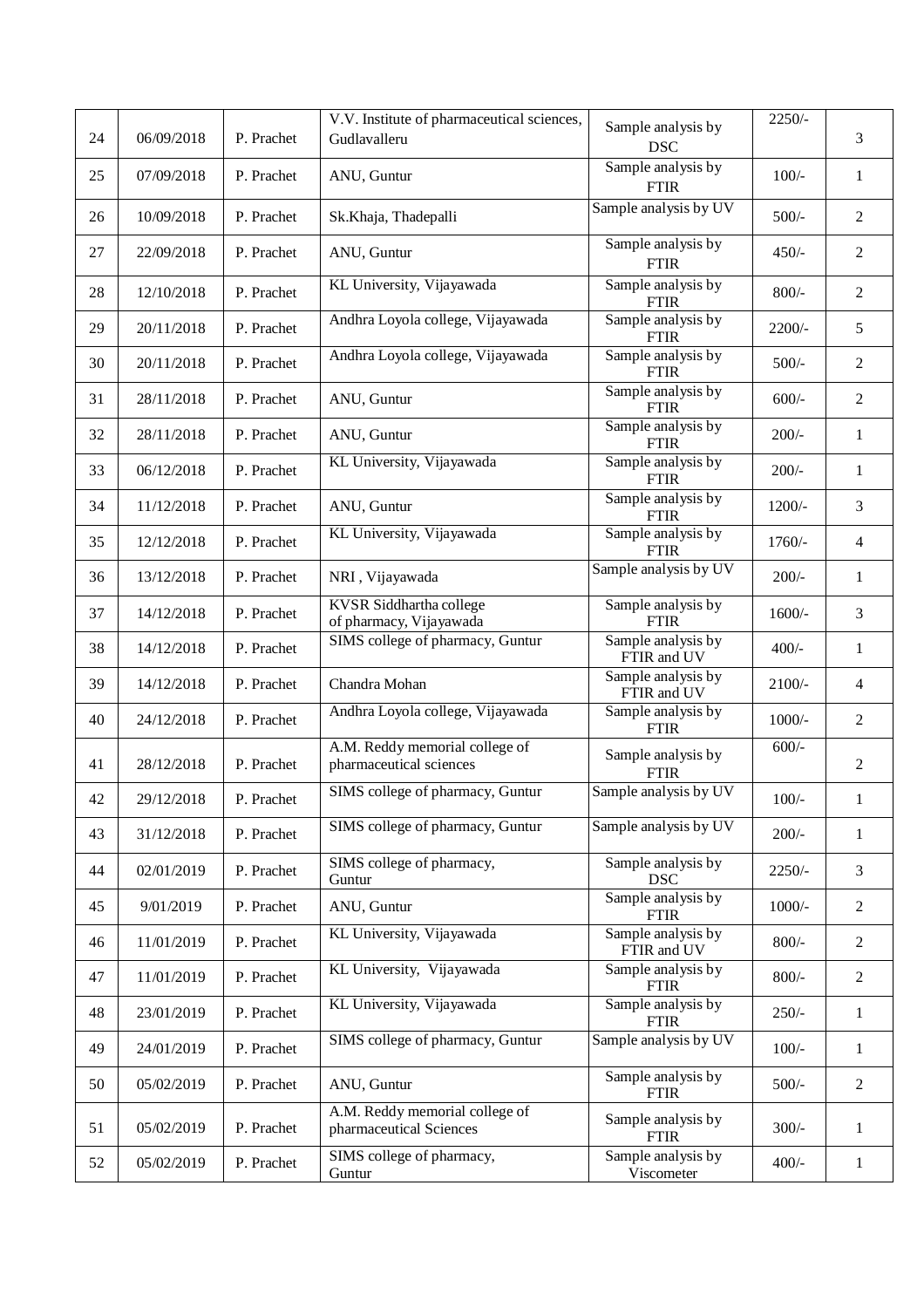| 24 | 06/09/2018 | P. Prachet | V.V. Institute of pharmaceutical sciences, Gudlavalleru | Sample analysis by DSC | 2250/- | 3 |
|---|---|---|---|---|---|---|
| 25 | 07/09/2018 | P. Prachet | ANU, Guntur | Sample analysis by FTIR | 100/- | 1 |
| 26 | 10/09/2018 | P. Prachet | Sk.Khaja, Thadepalli | Sample analysis by UV | 500/- | 2 |
| 27 | 22/09/2018 | P. Prachet | ANU, Guntur | Sample analysis by FTIR | 450/- | 2 |
| 28 | 12/10/2018 | P. Prachet | KL University, Vijayawada | Sample analysis by FTIR | 800/- | 2 |
| 29 | 20/11/2018 | P. Prachet | Andhra Loyola college, Vijayawada | Sample analysis by FTIR | 2200/- | 5 |
| 30 | 20/11/2018 | P. Prachet | Andhra Loyola college, Vijayawada | Sample analysis by FTIR | 500/- | 2 |
| 31 | 28/11/2018 | P. Prachet | ANU, Guntur | Sample analysis by FTIR | 600/- | 2 |
| 32 | 28/11/2018 | P. Prachet | ANU, Guntur | Sample analysis by FTIR | 200/- | 1 |
| 33 | 06/12/2018 | P. Prachet | KL University, Vijayawada | Sample analysis by FTIR | 200/- | 1 |
| 34 | 11/12/2018 | P. Prachet | ANU, Guntur | Sample analysis by FTIR | 1200/- | 3 |
| 35 | 12/12/2018 | P. Prachet | KL University, Vijayawada | Sample analysis by FTIR | 1760/- | 4 |
| 36 | 13/12/2018 | P. Prachet | NRI , Vijayawada | Sample analysis by UV | 200/- | 1 |
| 37 | 14/12/2018 | P. Prachet | KVSR Siddhartha college of pharmacy, Vijayawada | Sample analysis by FTIR | 1600/- | 3 |
| 38 | 14/12/2018 | P. Prachet | SIMS college of pharmacy, Guntur | Sample analysis by FTIR and UV | 400/- | 1 |
| 39 | 14/12/2018 | P. Prachet | Chandra Mohan | Sample analysis by FTIR and UV | 2100/- | 4 |
| 40 | 24/12/2018 | P. Prachet | Andhra Loyola college, Vijayawada | Sample analysis by FTIR | 1000/- | 2 |
| 41 | 28/12/2018 | P. Prachet | A.M. Reddy memorial college of pharmaceutical sciences | Sample analysis by FTIR | 600/- | 2 |
| 42 | 29/12/2018 | P. Prachet | SIMS college of pharmacy, Guntur | Sample analysis by UV | 100/- | 1 |
| 43 | 31/12/2018 | P. Prachet | SIMS college of pharmacy, Guntur | Sample analysis by UV | 200/- | 1 |
| 44 | 02/01/2019 | P. Prachet | SIMS college of pharmacy, Guntur | Sample analysis by DSC | 2250/- | 3 |
| 45 | 9/01/2019 | P. Prachet | ANU, Guntur | Sample analysis by FTIR | 1000/- | 2 |
| 46 | 11/01/2019 | P. Prachet | KL University, Vijayawada | Sample analysis by FTIR and UV | 800/- | 2 |
| 47 | 11/01/2019 | P. Prachet | KL University, Vijayawada | Sample analysis by FTIR | 800/- | 2 |
| 48 | 23/01/2019 | P. Prachet | KL University, Vijayawada | Sample analysis by FTIR | 250/- | 1 |
| 49 | 24/01/2019 | P. Prachet | SIMS college of pharmacy, Guntur | Sample analysis by UV | 100/- | 1 |
| 50 | 05/02/2019 | P. Prachet | ANU, Guntur | Sample analysis by FTIR | 500/- | 2 |
| 51 | 05/02/2019 | P. Prachet | A.M. Reddy memorial college of pharmaceutical Sciences | Sample analysis by FTIR | 300/- | 1 |
| 52 | 05/02/2019 | P. Prachet | SIMS college of pharmacy, Guntur | Sample analysis by Viscometer | 400/- | 1 |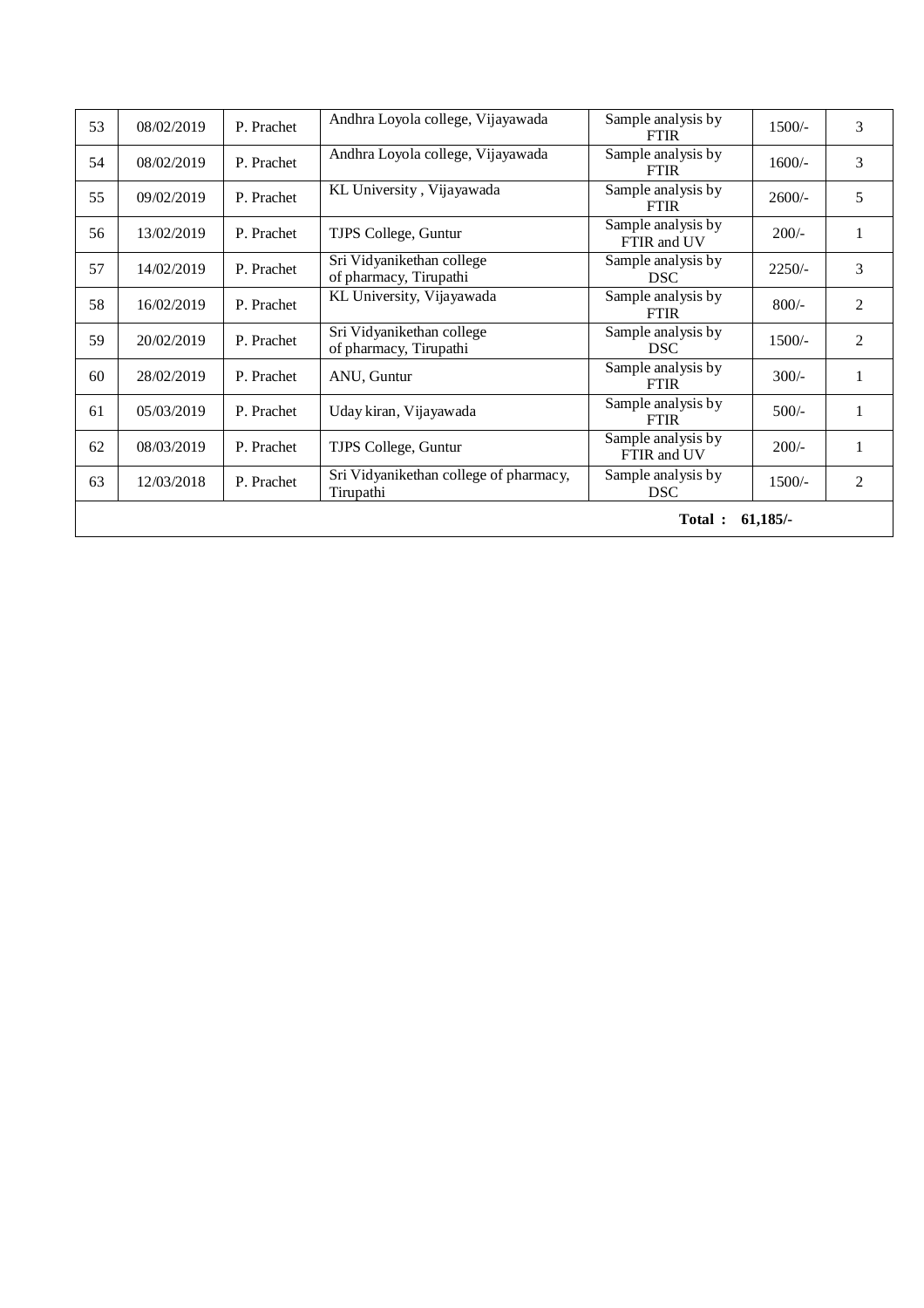| | | | | | | |
|---|---|---|---|---|---|---|
| 53 | 08/02/2019 | P. Prachet | Andhra Loyola college, Vijayawada | Sample analysis by FTIR | 1500/- | 3 |
| 54 | 08/02/2019 | P. Prachet | Andhra Loyola college, Vijayawada | Sample analysis by FTIR | 1600/- | 3 |
| 55 | 09/02/2019 | P. Prachet | KL University , Vijayawada | Sample analysis by FTIR | 2600/- | 5 |
| 56 | 13/02/2019 | P. Prachet | TJPS College, Guntur | Sample analysis by FTIR and UV | 200/- | 1 |
| 57 | 14/02/2019 | P. Prachet | Sri Vidyanikethan college of pharmacy, Tirupathi | Sample analysis by DSC | 2250/- | 3 |
| 58 | 16/02/2019 | P. Prachet | KL University, Vijayawada | Sample analysis by FTIR | 800/- | 2 |
| 59 | 20/02/2019 | P. Prachet | Sri Vidyanikethan college of pharmacy, Tirupathi | Sample analysis by DSC | 1500/- | 2 |
| 60 | 28/02/2019 | P. Prachet | ANU, Guntur | Sample analysis by FTIR | 300/- | 1 |
| 61 | 05/03/2019 | P. Prachet | Uday kiran, Vijayawada | Sample analysis by FTIR | 500/- | 1 |
| 62 | 08/03/2019 | P. Prachet | TJPS College, Guntur | Sample analysis by FTIR and UV | 200/- | 1 |
| 63 | 12/03/2018 | P. Prachet | Sri Vidyanikethan college of pharmacy, Tirupathi | Sample analysis by DSC | 1500/- | 2 |
| | | | | **Total :** | **61,185/-** | |